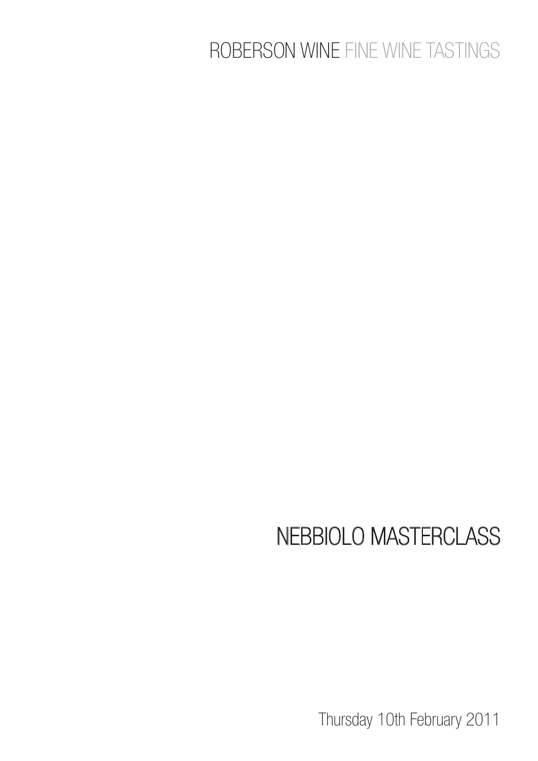ROBERSON WINE FINE WINE TASTINGS

# NEBBIOLO MASTERCLASS

Thursday 10th February 2011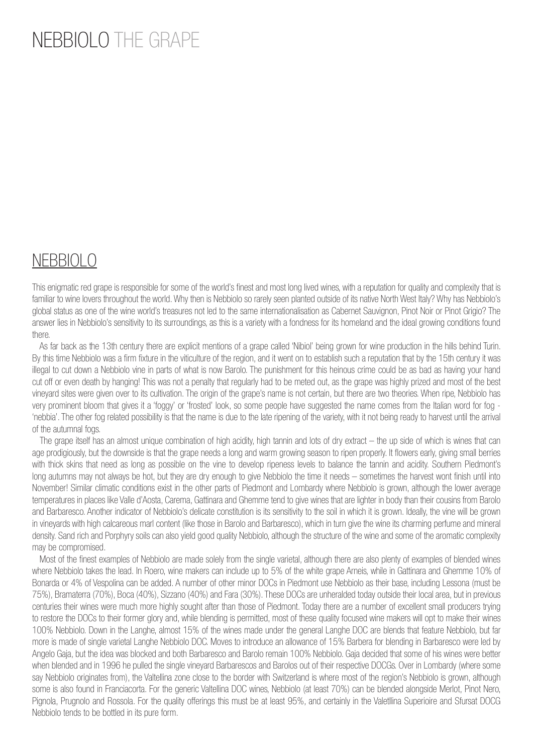# NEBBIOLO THE GRAPE

## NEBBIOLO

This enigmatic red grape is responsible for some of the world's finest and most long lived wines, with a reputation for quality and complexity that is familiar to wine lovers throughout the world. Why then is Nebbiolo so rarely seen planted outside of its native North West Italy? Why has Nebbiolo's global status as one of the wine world's treasures not led to the same internationalisation as Cabernet Sauvignon, Pinot Noir or Pinot Grigio? The answer lies in Nebbiolo's sensitivity to its surroundings, as this is a variety with a fondness for its homeland and the ideal growing conditions found there.

As far back as the 13th century there are explicit mentions of a grape called 'Nibiol' being grown for wine production in the hills behind Turin. By this time Nebbiolo was a firm fixture in the viticulture of the region, and it went on to establish such a reputation that by the 15th century it was illegal to cut down a Nebbiolo vine in parts of what is now Barolo. The punishment for this heinous crime could be as bad as having your hand cut off or even death by hanging! This was not a penalty that regularly had to be meted out, as the grape was highly prized and most of the best vineyard sites were given over to its cultivation. The origin of the grape's name is not certain, but there are two theories. When ripe, Nebbiolo has very prominent bloom that gives it a 'foggy' or 'frosted' look, so some people have suggested the name comes from the Italian word for fog - 'nebbia'. The other fog related possibility is that the name is due to the late ripening of the variety, with it not being ready to harvest until the arrival of the autumnal fogs.

The grape itself has an almost unique combination of high acidity, high tannin and lots of dry extract – the up side of which is wines that can age prodigiously, but the downside is that the grape needs a long and warm growing season to ripen properly. It flowers early, giving small berries with thick skins that need as long as possible on the vine to develop ripeness levels to balance the tannin and acidity. Southern Piedmont's long autumns may not always be hot, but they are dry enough to give Nebbiolo the time it needs – sometimes the harvest wont finish until into November! Similar climatic conditions exist in the other parts of Piedmont and Lombardy where Nebbiolo is grown, although the lower average temperatures in places like Valle d'Aosta, Carema, Gattinara and Ghemme tend to give wines that are lighter in body than their cousins from Barolo and Barbaresco. Another indicator of Nebbiolo's delicate constitution is its sensitivity to the soil in which it is grown. Ideally, the vine will be grown in vineyards with high calcareous marl content (like those in Barolo and Barbaresco), which in turn give the wine its charming perfume and mineral density. Sand rich and Porphyry soils can also yield good quality Nebbiolo, although the structure of the wine and some of the aromatic complexity may be compromised.

Most of the finest examples of Nebbiolo are made solely from the single varietal, although there are also plenty of examples of blended wines where Nebbiolo takes the lead. In Roero, wine makers can include up to 5% of the white grape Arneis, while in Gattinara and Ghemme 10% of Bonarda or 4% of Vespolina can be added. A number of other minor DOCs in Piedmont use Nebbiolo as their base, including Lessona (must be 75%), Bramaterra (70%), Boca (40%), Sizzano (40%) and Fara (30%). These DOCs are unheralded today outside their local area, but in previous centuries their wines were much more highly sought after than those of Piedmont. Today there are a number of excellent small producers trying to restore the DOCs to their former glory and, while blending is permitted, most of these quality focused wine makers will opt to make their wines 100% Nebbiolo. Down in the Langhe, almost 15% of the wines made under the general Langhe DOC are blends that feature Nebbiolo, but far more is made of single varietal Langhe Nebbiolo DOC. Moves to introduce an allowance of 15% Barbera for blending in Barbaresco were led by Angelo Gaja, but the idea was blocked and both Barbaresco and Barolo remain 100% Nebbiolo. Gaja decided that some of his wines were better when blended and in 1996 he pulled the single vineyard Barbarescos and Barolos out of their respective DOCGs. Over in Lombardy (where some say Nebbiolo originates from), the Valtellina zone close to the border with Switzerland is where most of the region's Nebbiolo is grown, although some is also found in Franciacorta. For the generic Valtellina DOC wines, Nebbiolo (at least 70%) can be blended alongside Merlot, Pinot Nero, Pignola, Prugnolo and Rossola. For the quality offerings this must be at least 95%, and certainly in the Valetllina Superioire and Sfursat DOCG Nebbiolo tends to be bottled in its pure form.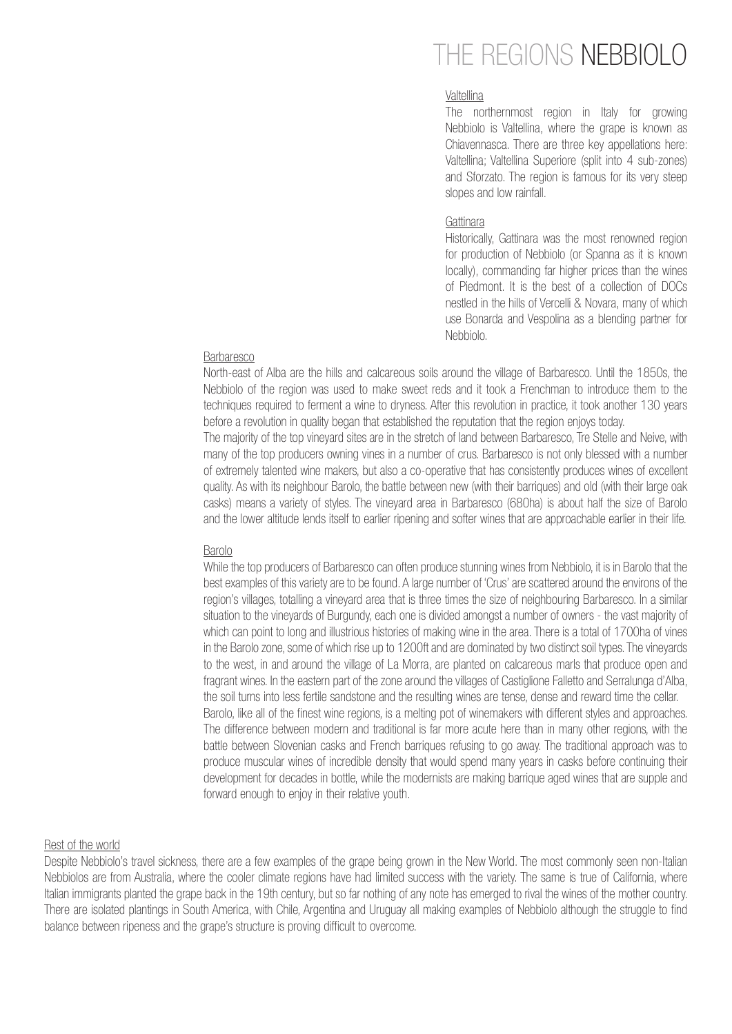# THE REGIONS NEBBIOLO

## Valtellina

The northernmost region in Italy for growing Nebbiolo is Valtellina, where the grape is known as Chiavennasca. There are three key appellations here: Valtellina; Valtellina Superiore (split into 4 sub-zones) and Sforzato. The region is famous for its very steep slopes and low rainfall.

## Gattinara

Historically, Gattinara was the most renowned region for production of Nebbiolo (or Spanna as it is known locally), commanding far higher prices than the wines of Piedmont. It is the best of a collection of DOCs nestled in the hills of Vercelli & Novara, many of which use Bonarda and Vespolina as a blending partner for Nebbiolo.

## Barbaresco

North-east of Alba are the hills and calcareous soils around the village of Barbaresco. Until the 1850s, the Nebbiolo of the region was used to make sweet reds and it took a Frenchman to introduce them to the techniques required to ferment a wine to dryness. After this revolution in practice, it took another 130 years before a revolution in quality began that established the reputation that the region enjoys today.

The majority of the top vineyard sites are in the stretch of land between Barbaresco, Tre Stelle and Neive, with many of the top producers owning vines in a number of crus. Barbaresco is not only blessed with a number of extremely talented wine makers, but also a co-operative that has consistently produces wines of excellent quality. As with its neighbour Barolo, the battle between new (with their barriques) and old (with their large oak casks) means a variety of styles. The vineyard area in Barbaresco (680ha) is about half the size of Barolo and the lower altitude lends itself to earlier ripening and softer wines that are approachable earlier in their life.

## Barolo

While the top producers of Barbaresco can often produce stunning wines from Nebbiolo, it is in Barolo that the best examples of this variety are to be found. A large number of 'Crus' are scattered around the environs of the region's villages, totalling a vineyard area that is three times the size of neighbouring Barbaresco. In a similar situation to the vineyards of Burgundy, each one is divided amongst a number of owners - the vast majority of which can point to long and illustrious histories of making wine in the area. There is a total of 1700ha of vines in the Barolo zone, some of which rise up to 1200ft and are dominated by two distinct soil types. The vineyards to the west, in and around the village of La Morra, are planted on calcareous marls that produce open and fragrant wines. In the eastern part of the zone around the villages of Castiglione Falletto and Serralunga d'Alba, the soil turns into less fertile sandstone and the resulting wines are tense, dense and reward time the cellar.

Barolo, like all of the finest wine regions, is a melting pot of winemakers with different styles and approaches. The difference between modern and traditional is far more acute here than in many other regions, with the battle between Slovenian casks and French barriques refusing to go away. The traditional approach was to produce muscular wines of incredible density that would spend many years in casks before continuing their development for decades in bottle, while the modernists are making barrique aged wines that are supple and forward enough to enjoy in their relative youth.

## Rest of the world

Despite Nebbiolo's travel sickness, there are a few examples of the grape being grown in the New World. The most commonly seen non-Italian Nebbiolos are from Australia, where the cooler climate regions have had limited success with the variety. The same is true of California, where Italian immigrants planted the grape back in the 19th century, but so far nothing of any note has emerged to rival the wines of the mother country. There are isolated plantings in South America, with Chile, Argentina and Uruguay all making examples of Nebbiolo although the struggle to find balance between ripeness and the grape's structure is proving difficult to overcome.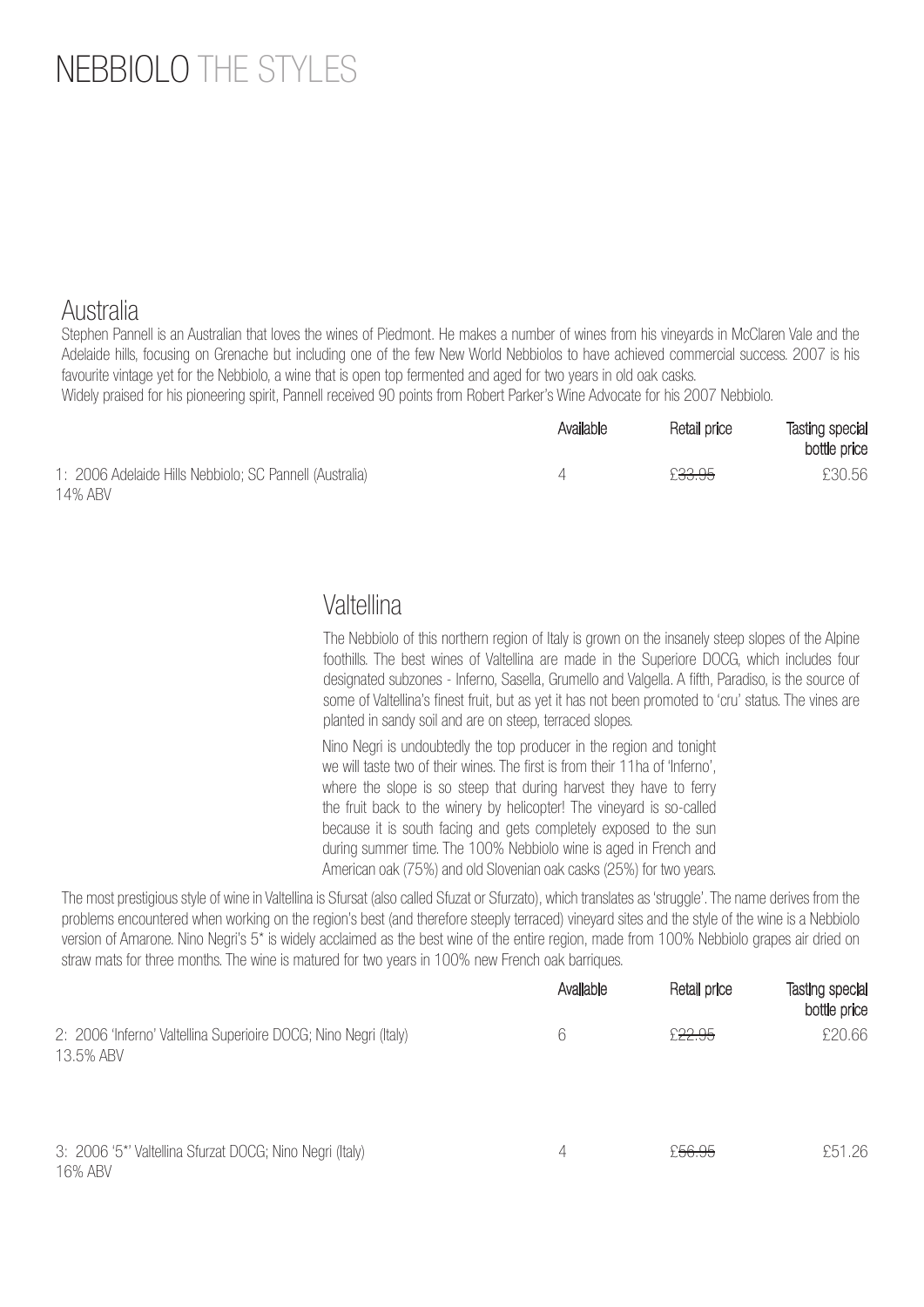# NEBBIOLO THE STYLES

## Australia

Stephen Pannell is an Australian that loves the wines of Piedmont. He makes a number of wines from his vineyards in McClaren Vale and the Adelaide hills, focusing on Grenache but including one of the few New World Nebbiolos to have achieved commercial success. 2007 is his favourite vintage yet for the Nebbiolo, a wine that is open top fermented and aged for two years in old oak casks.
Widely praised for his pioneering spirit, Pannell received 90 points from Robert Parker's Wine Advocate for his 2007 Nebbiolo.

| | Available | Retail price | Tasting special bottle price |
|---|---|---|---|
| 1: 2006 Adelaide Hills Nebbiolo; SC Pannell (Australia) 14% ABV | 4 | ~~£33.95~~ | £30.56 |

## Valtellina

The Nebbiolo of this northern region of Italy is grown on the insanely steep slopes of the Alpine foothills. The best wines of Valtellina are made in the Superiore DOCG, which includes four designated subzones - Inferno, Sasella, Grumello and Valgella. A fifth, Paradiso, is the source of some of Valtellina's finest fruit, but as yet it has not been promoted to 'cru' status. The vines are planted in sandy soil and are on steep, terraced slopes.

Nino Negri is undoubtedly the top producer in the region and tonight we will taste two of their wines. The first is from their 11ha of 'Inferno', where the slope is so steep that during harvest they have to ferry the fruit back to the winery by helicopter! The vineyard is so-called because it is south facing and gets completely exposed to the sun during summer time. The 100% Nebbiolo wine is aged in French and American oak (75%) and old Slovenian oak casks (25%) for two years.

The most prestigious style of wine in Valtellina is Sfursat (also called Sfuzat or Sfurzato), which translates as 'struggle'. The name derives from the problems encountered when working on the region's best (and therefore steeply terraced) vineyard sites and the style of the wine is a Nebbiolo version of Amarone. Nino Negri's 5* is widely acclaimed as the best wine of the entire region, made from 100% Nebbiolo grapes air dried on straw mats for three months. The wine is matured for two years in 100% new French oak barriques.

| | Available | Retail price | Tasting special bottle price |
|---|---|---|---|
| 2: 2006 'Inferno' Valtellina Superioire DOCG; Nino Negri (Italy) 13.5% ABV | 6 | ~~£22.95~~ | £20.66 |
| 3: 2006 '5*' Valtellina Sfurzat DOCG; Nino Negri (Italy) 16% ABV | 4 | ~~£56.95~~ | £51.26 |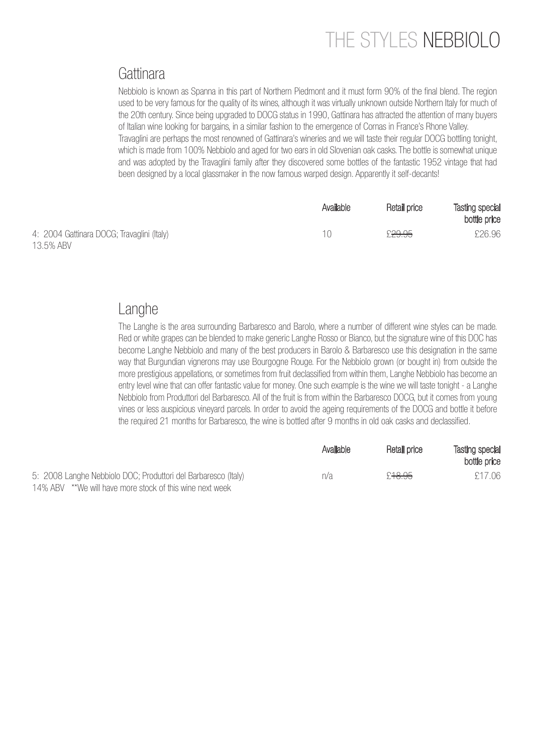# THE STYLES NEBBIOLO

## Gattinara

Nebbiolo is known as Spanna in this part of Northern Piedmont and it must form 90% of the final blend. The region used to be very famous for the quality of its wines, although it was virtually unknown outside Northern Italy for much of the 20th century. Since being upgraded to DOCG status in 1990, Gattinara has attracted the attention of many buyers of Italian wine looking for bargains, in a similar fashion to the emergence of Cornas in France's Rhone Valley.
Travaglini are perhaps the most renowned of Gattinara's wineries and we will taste their regular DOCG bottling tonight, which is made from 100% Nebbiolo and aged for two ears in old Slovenian oak casks. The bottle is somewhat unique and was adopted by the Travaglini family after they discovered some bottles of the fantastic 1952 vintage that had been designed by a local glassmaker in the now famous warped design. Apparently it self-decants!

| | Available | Retail price | Tasting special bottle price |
|---|---|---|---|
| 4: 2004 Gattinara DOCG; Travaglini (Italy)<br>13.5% ABV | 10 | ~~£29.95~~ | £26.96 |

## Langhe

The Langhe is the area surrounding Barbaresco and Barolo, where a number of different wine styles can be made. Red or white grapes can be blended to make generic Langhe Rosso or Bianco, but the signature wine of this DOC has become Langhe Nebbiolo and many of the best producers in Barolo & Barbaresco use this designation in the same way that Burgundian vignerons may use Bourgogne Rouge. For the Nebbiolo grown (or bought in) from outside the more prestigious appellations, or sometimes from fruit declassified from within them, Langhe Nebbiolo has become an entry level wine that can offer fantastic value for money. One such example is the wine we will taste tonight - a Langhe Nebbiolo from Produttori del Barbaresco. All of the fruit is from within the Barbaresco DOCG, but it comes from young vines or less auspicious vineyard parcels. In order to avoid the ageing requirements of the DOCG and bottle it before the required 21 months for Barbaresco, the wine is bottled after 9 months in old oak casks and declassified.

| | Available | Retail price | Tasting special bottle price |
|---|---|---|---|
| 5: 2008 Langhe Nebbiolo DOC; Produttori del Barbaresco (Italy)<br>14% ABV **We will have more stock of this wine next week | n/a | ~~£18.95~~ | £17.06 |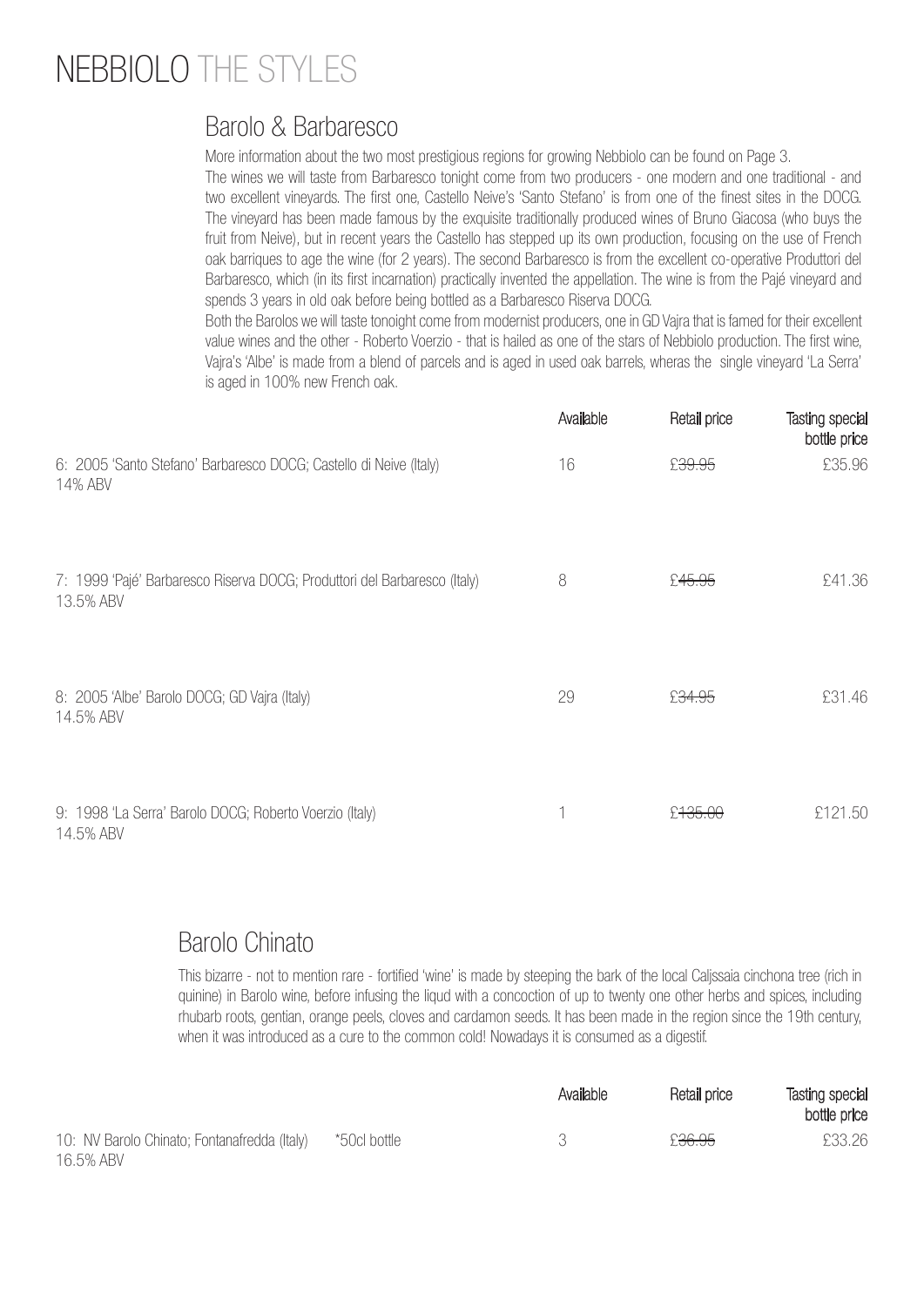# NEBBIOLO THE STYLES

## Barolo & Barbaresco

More information about the two most prestigious regions for growing Nebbiolo can be found on Page 3.

The wines we will taste from Barbaresco tonight come from two producers - one modern and one traditional - and two excellent vineyards. The first one, Castello Neive's 'Santo Stefano' is from one of the finest sites in the DOCG. The vineyard has been made famous by the exquisite traditionally produced wines of Bruno Giacosa (who buys the fruit from Neive), but in recent years the Castello has stepped up its own production, focusing on the use of French oak barriques to age the wine (for 2 years). The second Barbaresco is from the excellent co-operative Produttori del Barbaresco, which (in its first incarnation) practically invented the appellation. The wine is from the Pajé vineyard and spends 3 years in old oak before being bottled as a Barbaresco Riserva DOCG.

Both the Barolos we will taste tonoight come from modernist producers, one in GD Vajra that is famed for their excellent value wines and the other - Roberto Voerzio - that is hailed as one of the stars of Nebbiolo production. The first wine, Vajra's 'Albe' is made from a blend of parcels and is aged in used oak barrels, wheras the single vineyard 'La Serra' is aged in 100% new French oak.

| | Available | Retail price | Tasting special bottle price |
|---|---|---|---|
| 6: 2005 'Santo Stefano' Barbaresco DOCG; Castello di Neive (Italy)<br>14% ABV | 16 | ~~£39.95~~ | £35.96 |
| 7: 1999 'Pajé' Barbaresco Riserva DOCG; Produttori del Barbaresco (Italy)<br>13.5% ABV | 8 | ~~£45.95~~ | £41.36 |
| 8: 2005 'Albe' Barolo DOCG; GD Vajra (Italy)<br>14.5% ABV | 29 | ~~£34.95~~ | £31.46 |
| 9: 1998 'La Serra' Barolo DOCG; Roberto Voerzio (Italy)<br>14.5% ABV | 1 | ~~£135.00~~ | £121.50 |

## Barolo Chinato

This bizarre - not to mention rare - fortified 'wine' is made by steeping the bark of the local Caljssaia cinchona tree (rich in quinine) in Barolo wine, before infusing the liqud with a concoction of up to twenty one other herbs and spices, including rhubarb roots, gentian, orange peels, cloves and cardamon seeds. It has been made in the region since the 19th century, when it was introduced as a cure to the common cold! Nowadays it is consumed as a digestif.

| | Available | Retail price | Tasting special bottle price |
|---|---|---|---|
| 10: NV Barolo Chinato; Fontanafredda (Italy) *50cl bottle<br>16.5% ABV | 3 | ~~£36.95~~ | £33.26 |